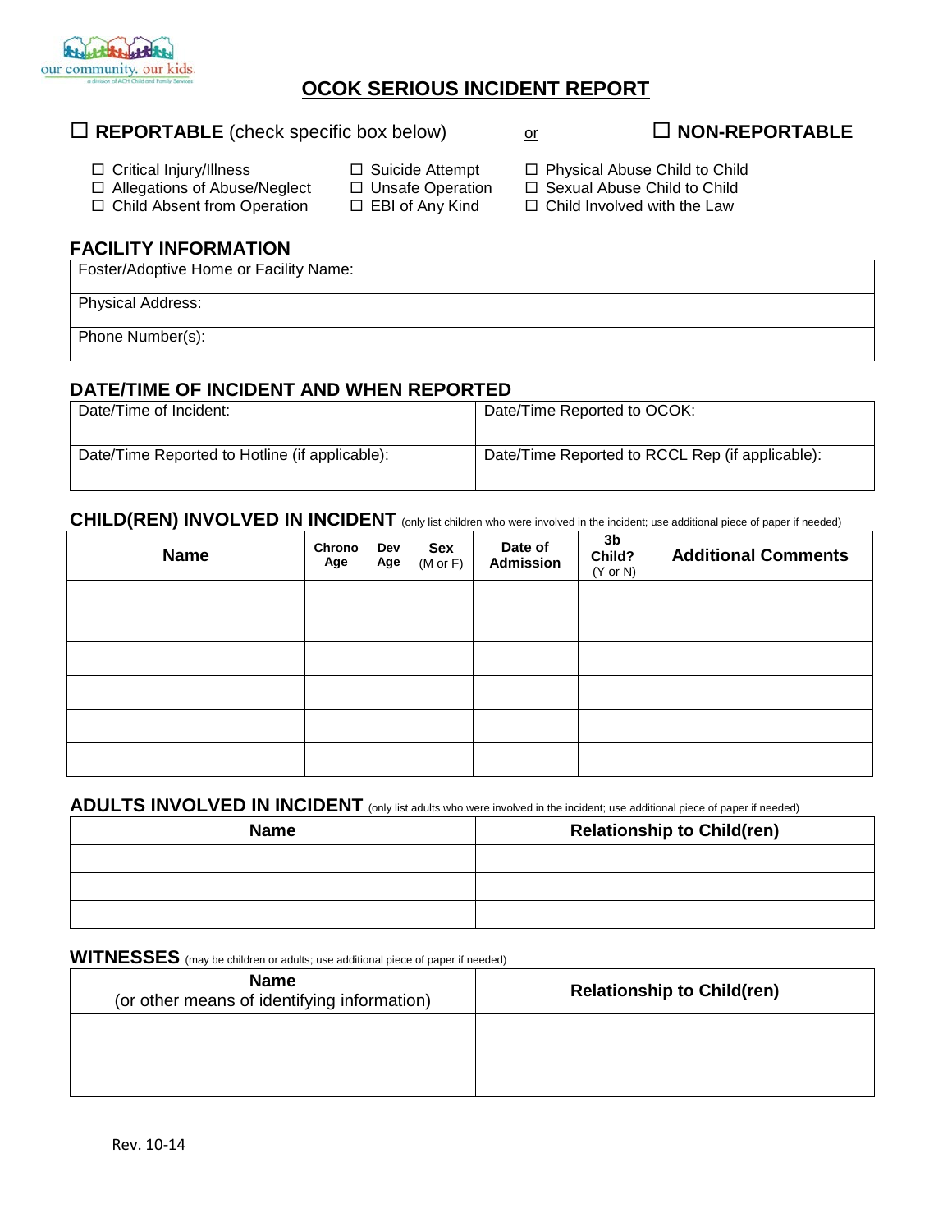# OCOK SERIOUS INCIDENT REPORT

☐ **REPORTABLE** (check specific box below) or ☐ **NON-REPORTABLE**

☐ Critical Injury/Illness
☐ Allegations of Abuse/Neglect
☐ Child Absent from Operation
☐ Suicide Attempt
☐ Unsafe Operation
☐ EBI of Any Kind
☐ Physical Abuse Child to Child
☐ Sexual Abuse Child to Child
☐ Child Involved with the Law

## FACILITY INFORMATION

| Foster/Adoptive Home or Facility Name: |
|---|
| Physical Address: |
| Phone Number(s): |

## DATE/TIME OF INCIDENT AND WHEN REPORTED

| Date/Time of Incident: | Date/Time Reported to OCOK: |
|---|---|
| Date/Time Reported to Hotline (if applicable): | Date/Time Reported to RCCL Rep (if applicable): |

## CHILD(REN) INVOLVED IN INCIDENT (only list children who were involved in the incident; use additional piece of paper if needed)

| Name | Chrono Age | Dev Age | Sex (M or F) | Date of Admission | 3b Child? (Y or N) | Additional Comments |
|---|---|---|---|---|---|---|
| | | | | | | |
| | | | | | | |
| | | | | | | |
| | | | | | | |
| | | | | | | |
| | | | | | | |

## ADULTS INVOLVED IN INCIDENT (only list adults who were involved in the incident; use additional piece of paper if needed)

| Name | Relationship to Child(ren) |
|---|---|
| | |
| | |
| | |

## WITNESSES (may be children or adults; use additional piece of paper if needed)

| Name (or other means of identifying information) | Relationship to Child(ren) |
|---|---|
| | |
| | |
| | |

Rev. 10-14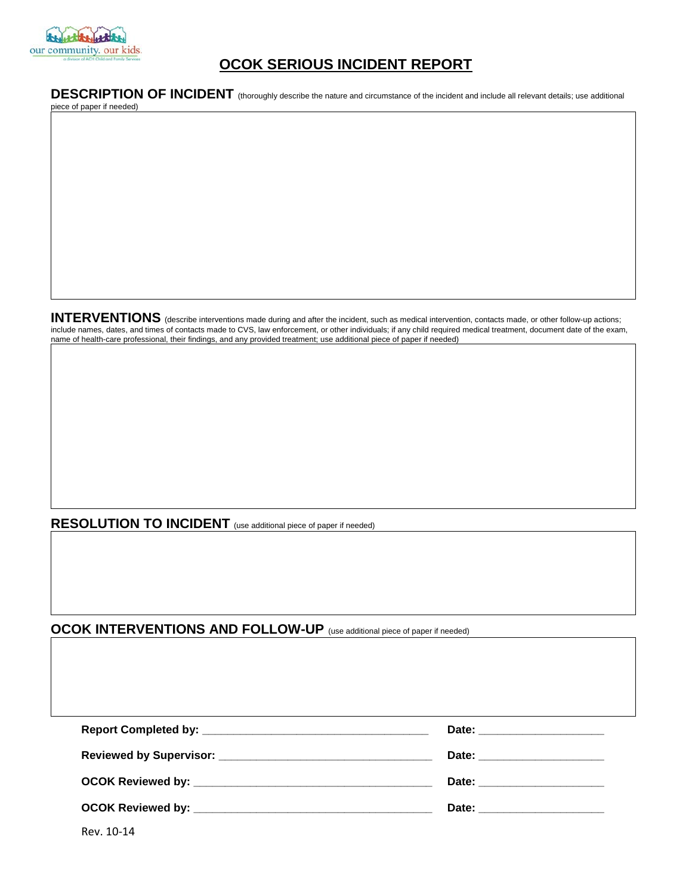# OCOK SERIOUS INCIDENT REPORT

**DESCRIPTION OF INCIDENT** (thoroughly describe the nature and circumstance of the incident and include all relevant details; use additional piece of paper if needed)

**INTERVENTIONS** (describe interventions made during and after the incident, such as medical intervention, contacts made, or other follow-up actions; include names, dates, and times of contacts made to CVS, law enforcement, or other individuals; if any child required medical treatment, document date of the exam, name of health-care professional, their findings, and any provided treatment; use additional piece of paper if needed)

**RESOLUTION TO INCIDENT** (use additional piece of paper if needed)

**OCOK INTERVENTIONS AND FOLLOW-UP** (use additional piece of paper if needed)

**Report Completed by:** ______________________________________ **Date:** ____________________

**Reviewed by Supervisor:** ___________________________________ **Date:** ____________________

**OCOK Reviewed by:** ________________________________________ **Date:** ____________________

**OCOK Reviewed by:** ________________________________________ **Date:** ____________________

Rev. 10-14